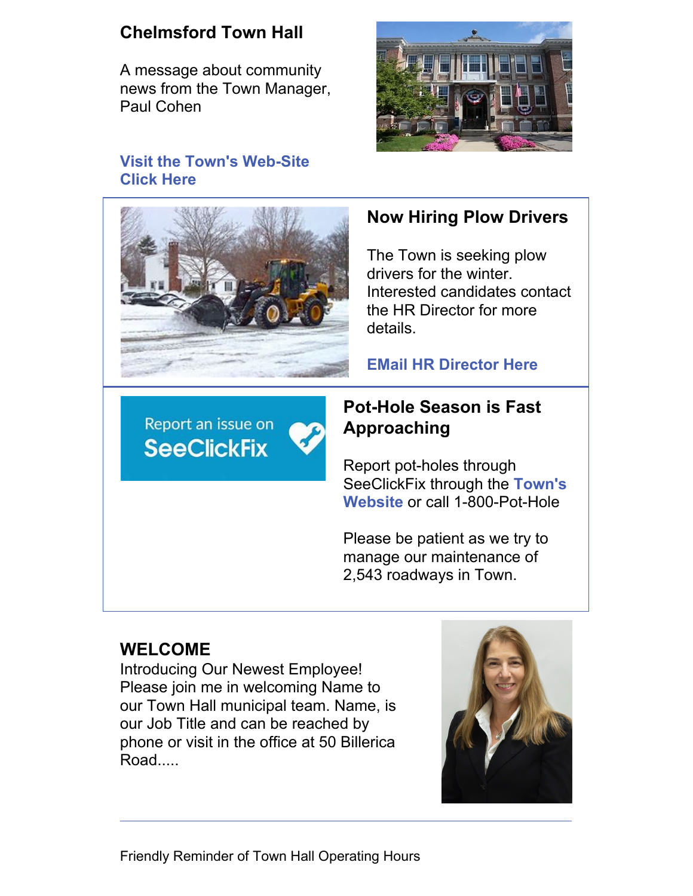## Chelmsford Town Hall

A message about community news from the Town Manager, Paul Cohen

**Visit the Town's Web-Site Click Here**

## Now Hiring Plow Drivers

The Town is seeking plow drivers for the winter. Interested candidates contact the HR Director for more details.

**EMail HR Director Here**

Report an issue on SeeClickFix

## Pot-Hole Season is Fast Approaching

Report pot-holes through SeeClickFix through the **Town's Website** or call 1-800-Pot-Hole

Please be patient as we try to manage our maintenance of 2,543 roadways in Town.

## WELCOME

Introducing Our Newest Employee!
Please join me in welcoming Name to our Town Hall municipal team. Name, is our Job Title and can be reached by phone or visit in the office at 50 Billerica Road.....

---

Friendly Reminder of Town Hall Operating Hours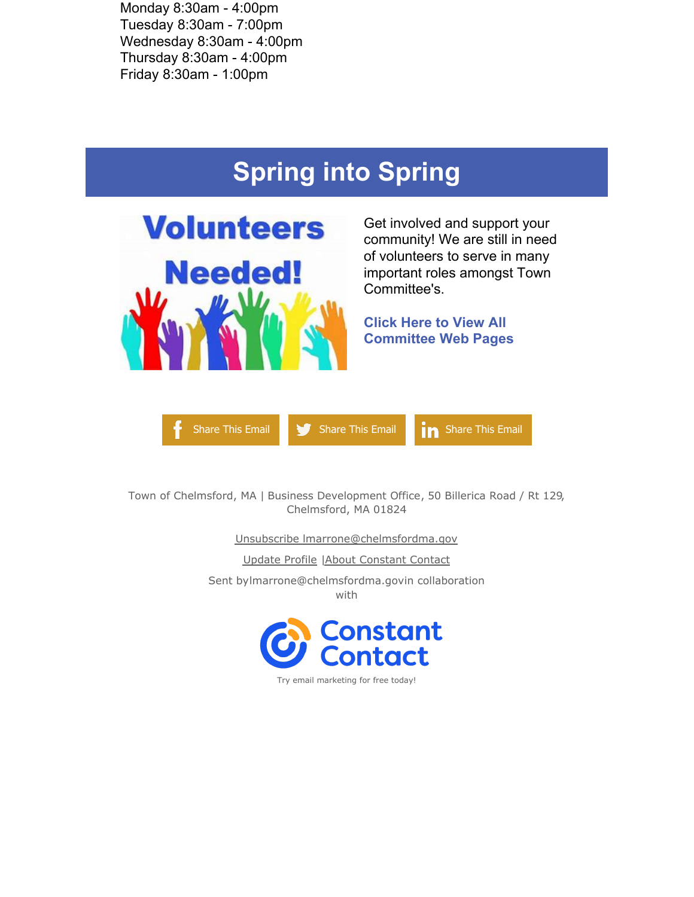Monday 8:30am - 4:00pm
Tuesday 8:30am - 7:00pm
Wednesday 8:30am - 4:00pm
Thursday 8:30am - 4:00pm
Friday 8:30am - 1:00pm

## Spring into Spring

Get involved and support your community! We are still in need of volunteers to serve in many important roles amongst Town Committee's.

**Click Here to View All Committee Web Pages**

Share This Email | Share This Email | Share This Email

Town of Chelmsford, MA | Business Development Office, 50 Billerica Road / Rt 129, Chelmsford, MA 01824

Unsubscribe lmarrone@chelmsfordma.gov

Update Profile |About Constant Contact

Sent bylmarrone@chelmsfordma.govin collaboration with

Constant Contact

Try email marketing for free today!